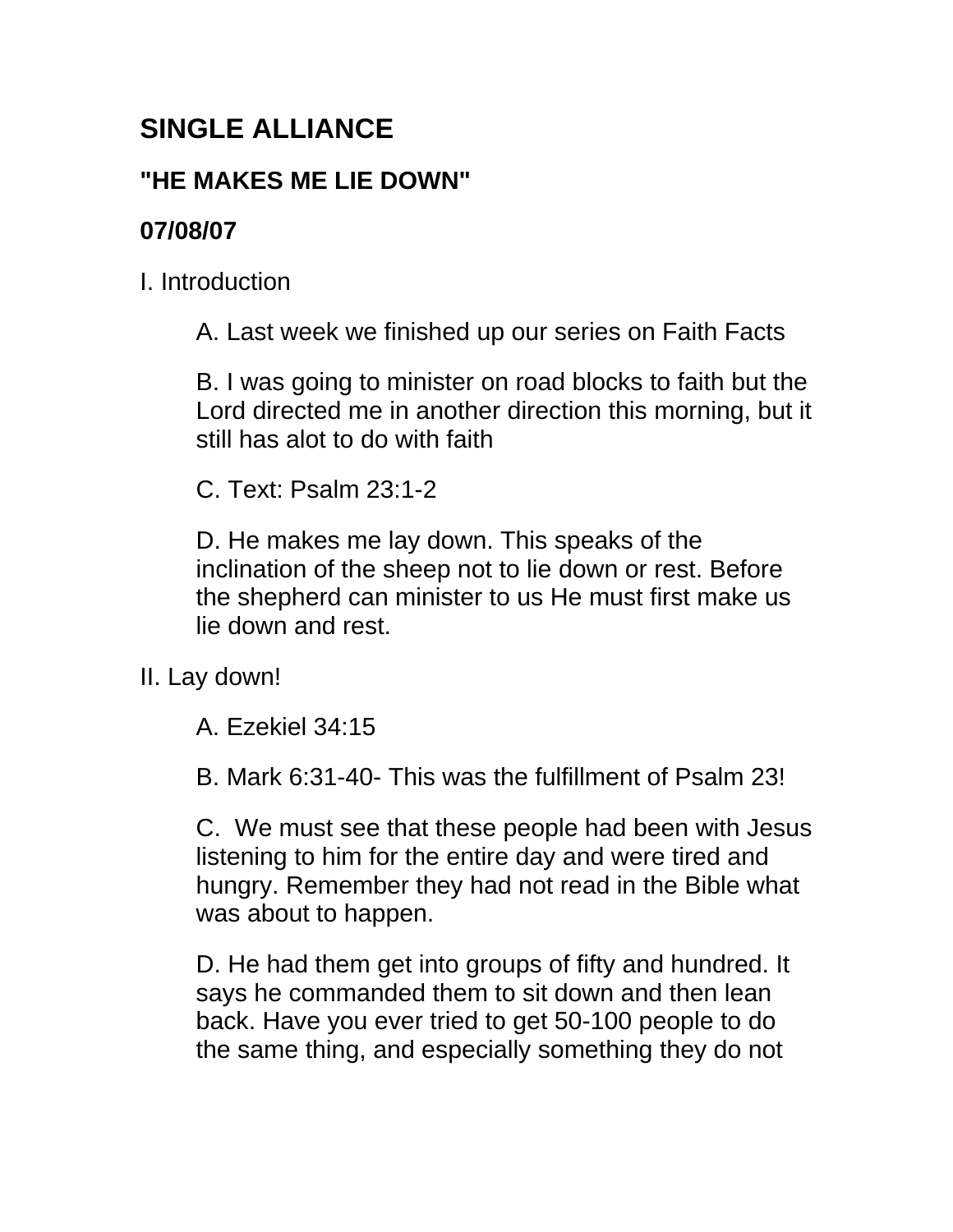# SINGLE ALLIANCE

## "HE MAKES ME LIE DOWN"

## 07/08/07

I. Introduction

A. Last week we finished up our series on Faith Facts

B. I was going to minister on road blocks to faith but the Lord directed me in another direction this morning, but it still has alot to do with faith

C. Text: Psalm 23:1-2

D. He makes me lay down. This speaks of the inclination of the sheep not to lie down or rest. Before the shepherd can minister to us He must first make us lie down and rest.

II. Lay down!

A. Ezekiel 34:15

B. Mark 6:31-40- This was the fulfillment of Psalm 23!

C. We must see that these people had been with Jesus listening to him for the entire day and were tired and hungry. Remember they had not read in the Bible what was about to happen.

D. He had them get into groups of fifty and hundred. It says he commanded them to sit down and then lean back. Have you ever tried to get 50-100 people to do the same thing, and especially something they do not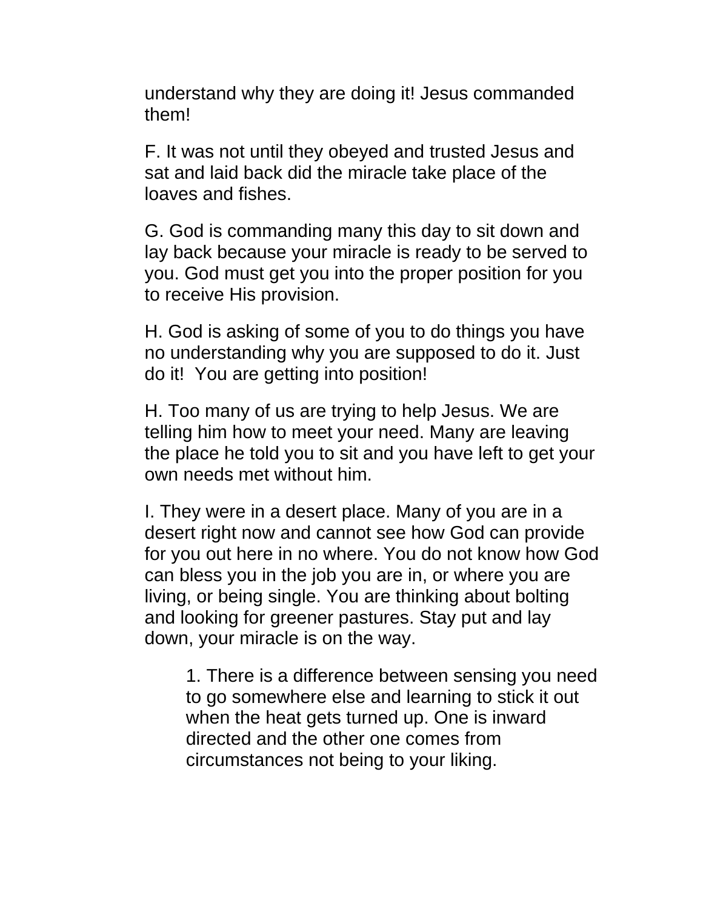understand why they are doing it! Jesus commanded them!

F. It was not until they obeyed and trusted Jesus and sat and laid back did the miracle take place of the loaves and fishes.

G. God is commanding many this day to sit down and lay back because your miracle is ready to be served to you. God must get you into the proper position for you to receive His provision.

H. God is asking of some of you to do things you have no understanding why you are supposed to do it. Just do it!  You are getting into position!

H. Too many of us are trying to help Jesus. We are telling him how to meet your need. Many are leaving the place he told you to sit and you have left to get your own needs met without him.

I. They were in a desert place. Many of you are in a desert right now and cannot see how God can provide for you out here in no where. You do not know how God can bless you in the job you are in, or where you are living, or being single. You are thinking about bolting and looking for greener pastures. Stay put and lay down, your miracle is on the way.

   1. There is a difference between sensing you need to go somewhere else and learning to stick it out when the heat gets turned up. One is inward directed and the other one comes from circumstances not being to your liking.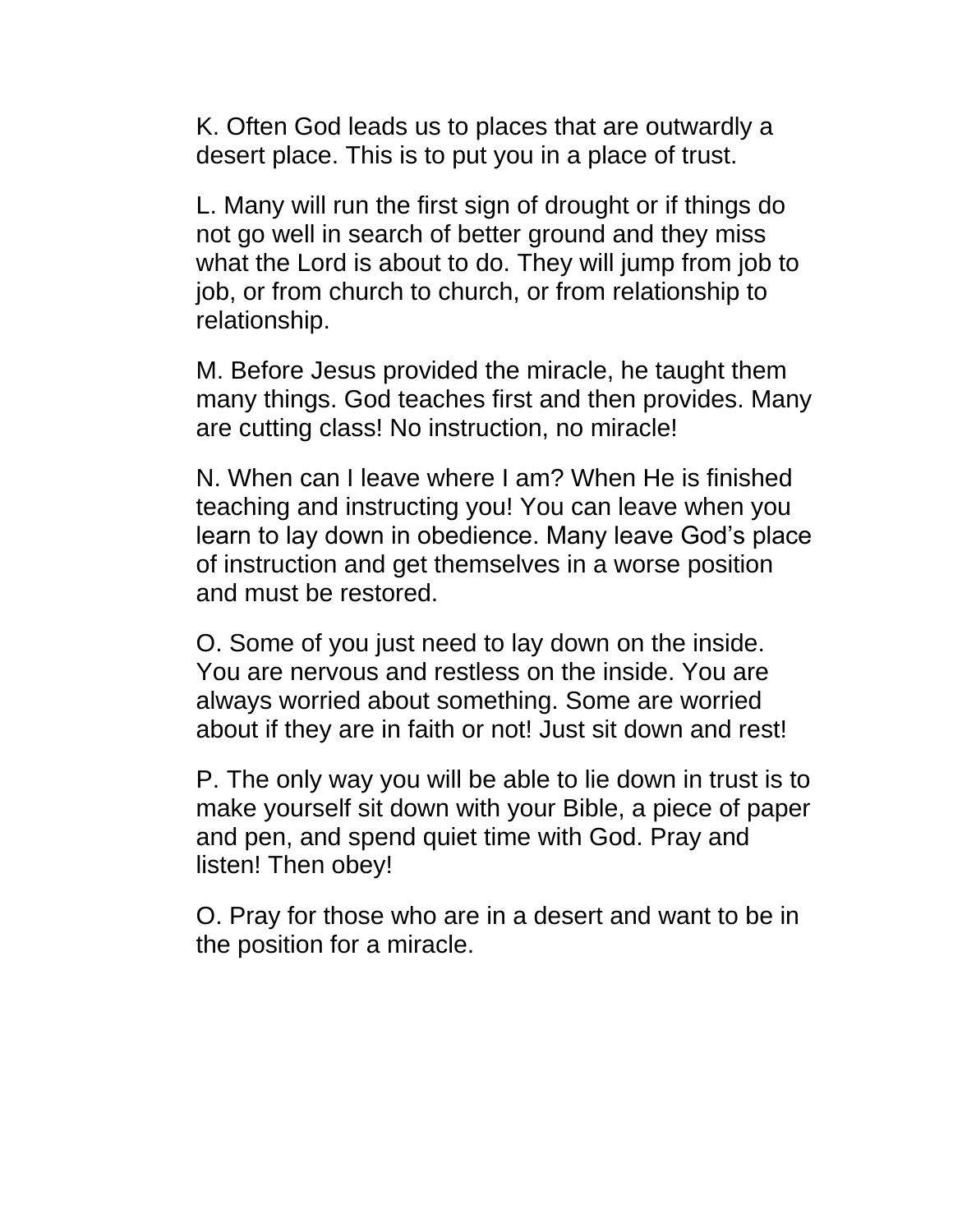K. Often God leads us to places that are outwardly a desert place. This is to put you in a place of trust.

L. Many will run the first sign of drought or if things do not go well in search of better ground and they miss what the Lord is about to do. They will jump from job to job, or from church to church, or from relationship to relationship.

M. Before Jesus provided the miracle, he taught them many things. God teaches first and then provides. Many are cutting class! No instruction, no miracle!

N. When can I leave where I am? When He is finished teaching and instructing you! You can leave when you learn to lay down in obedience. Many leave God's place of instruction and get themselves in a worse position and must be restored.

O. Some of you just need to lay down on the inside. You are nervous and restless on the inside. You are always worried about something. Some are worried about if they are in faith or not! Just sit down and rest!

P. The only way you will be able to lie down in trust is to make yourself sit down with your Bible, a piece of paper and pen, and spend quiet time with God. Pray and listen! Then obey!

O. Pray for those who are in a desert and want to be in the position for a miracle.